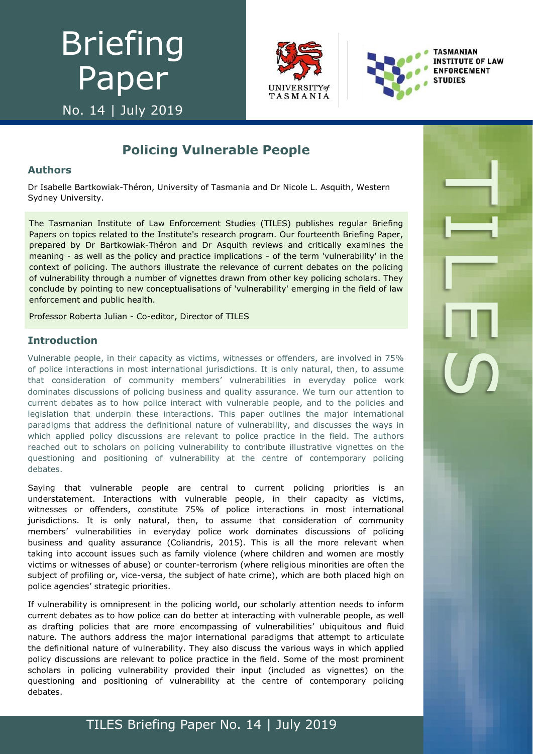# Briefing Paper

No. 14 | July 2019

UNIVERSITY of TASMANIA

TASMANIAN INSTITUTE OF LAW ENFORCEMENT STUDIES

## Policing Vulnerable People

### Authors

Dr Isabelle Bartkowiak-Théron, University of Tasmania and Dr Nicole L. Asquith, Western Sydney University.

The Tasmanian Institute of Law Enforcement Studies (TILES) publishes regular Briefing Papers on topics related to the Institute's research program. Our fourteenth Briefing Paper, prepared by Dr Bartkowiak-Théron and Dr Asquith reviews and critically examines the meaning - as well as the policy and practice implications - of the term 'vulnerability' in the context of policing. The authors illustrate the relevance of current debates on the policing of vulnerability through a number of vignettes drawn from other key policing scholars. They conclude by pointing to new conceptualisations of 'vulnerability' emerging in the field of law enforcement and public health.

Professor Roberta Julian - Co-editor, Director of TILES

### Introduction

Vulnerable people, in their capacity as victims, witnesses or offenders, are involved in 75% of police interactions in most international jurisdictions. It is only natural, then, to assume that consideration of community members' vulnerabilities in everyday police work dominates discussions of policing business and quality assurance. We turn our attention to current debates as to how police interact with vulnerable people, and to the policies and legislation that underpin these interactions. This paper outlines the major international paradigms that address the definitional nature of vulnerability, and discusses the ways in which applied policy discussions are relevant to police practice in the field. The authors reached out to scholars on policing vulnerability to contribute illustrative vignettes on the questioning and positioning of vulnerability at the centre of contemporary policing debates.

Saying that vulnerable people are central to current policing priorities is an understatement. Interactions with vulnerable people, in their capacity as victims, witnesses or offenders, constitute 75% of police interactions in most international jurisdictions. It is only natural, then, to assume that consideration of community members' vulnerabilities in everyday police work dominates discussions of policing business and quality assurance (Coliandris, 2015). This is all the more relevant when taking into account issues such as family violence (where children and women are mostly victims or witnesses of abuse) or counter-terrorism (where religious minorities are often the subject of profiling or, vice-versa, the subject of hate crime), which are both placed high on police agencies' strategic priorities.

If vulnerability is omnipresent in the policing world, our scholarly attention needs to inform current debates as to how police can do better at interacting with vulnerable people, as well as drafting policies that are more encompassing of vulnerabilities' ubiquitous and fluid nature. The authors address the major international paradigms that attempt to articulate the definitional nature of vulnerability. They also discuss the various ways in which applied policy discussions are relevant to police practice in the field. Some of the most prominent scholars in policing vulnerability provided their input (included as vignettes) on the questioning and positioning of vulnerability at the centre of contemporary policing debates.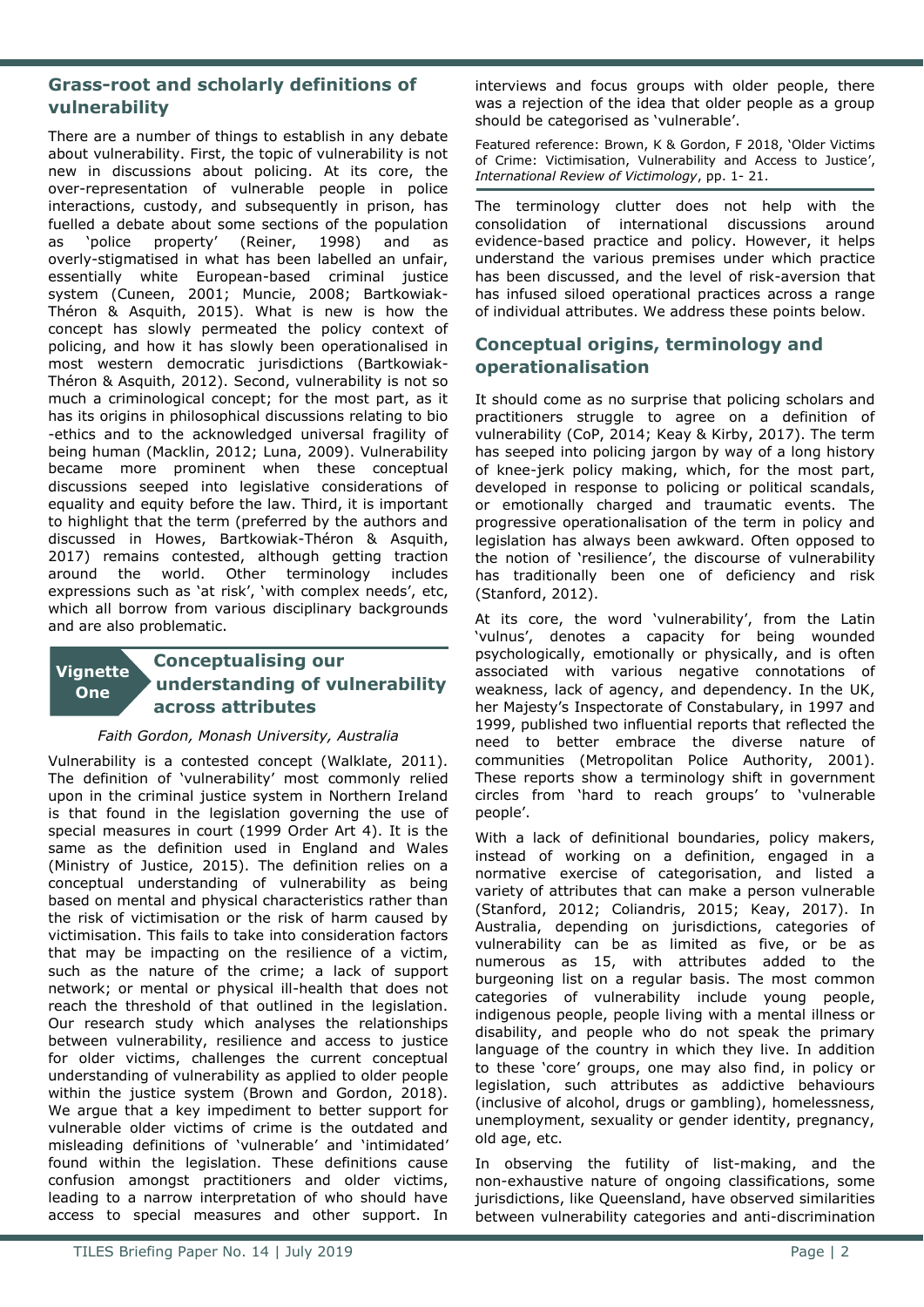## Grass-root and scholarly definitions of vulnerability

There are a number of things to establish in any debate about vulnerability. First, the topic of vulnerability is not new in discussions about policing. At its core, the over-representation of vulnerable people in police interactions, custody, and subsequently in prison, has fuelled a debate about some sections of the population as 'police property' (Reiner, 1998) and as overly-stigmatised in what has been labelled an unfair, essentially white European-based criminal justice system (Cuneen, 2001; Muncie, 2008; Bartkowiak-Théron & Asquith, 2015). What is new is how the concept has slowly permeated the policy context of policing, and how it has slowly been operationalised in most western democratic jurisdictions (Bartkowiak-Théron & Asquith, 2012). Second, vulnerability is not so much a criminological concept; for the most part, as it has its origins in philosophical discussions relating to bio-ethics and to the acknowledged universal fragility of being human (Macklin, 2012; Luna, 2009). Vulnerability became more prominent when these conceptual discussions seeped into legislative considerations of equality and equity before the law. Third, it is important to highlight that the term (preferred by the authors and discussed in Howes, Bartkowiak-Théron & Asquith, 2017) remains contested, although getting traction around the world. Other terminology includes expressions such as 'at risk', 'with complex needs', etc, which all borrow from various disciplinary backgrounds and are also problematic.

### Vignette One: Conceptualising our understanding of vulnerability across attributes

*Faith Gordon, Monash University, Australia*

Vulnerability is a contested concept (Walklate, 2011). The definition of 'vulnerability' most commonly relied upon in the criminal justice system in Northern Ireland is that found in the legislation governing the use of special measures in court (1999 Order Art 4). It is the same as the definition used in England and Wales (Ministry of Justice, 2015). The definition relies on a conceptual understanding of vulnerability as being based on mental and physical characteristics rather than the risk of victimisation or the risk of harm caused by victimisation. This fails to take into consideration factors that may be impacting on the resilience of a victim, such as the nature of the crime; a lack of support network; or mental or physical ill-health that does not reach the threshold of that outlined in the legislation. Our research study which analyses the relationships between vulnerability, resilience and access to justice for older victims, challenges the current conceptual understanding of vulnerability as applied to older people within the justice system (Brown and Gordon, 2018). We argue that a key impediment to better support for vulnerable older victims of crime is the outdated and misleading definitions of 'vulnerable' and 'intimidated' found within the legislation. These definitions cause confusion amongst practitioners and older victims, leading to a narrow interpretation of who should have access to special measures and other support. In interviews and focus groups with older people, there was a rejection of the idea that older people as a group should be categorised as 'vulnerable'.

Featured reference: Brown, K & Gordon, F 2018, 'Older Victims of Crime: Victimisation, Vulnerability and Access to Justice', *International Review of Victimology*, pp. 1- 21.

The terminology clutter does not help with the consolidation of international discussions around evidence-based practice and policy. However, it helps understand the various premises under which practice has been discussed, and the level of risk-aversion that has infused siloed operational practices across a range of individual attributes. We address these points below.

## Conceptual origins, terminology and operationalisation

It should come as no surprise that policing scholars and practitioners struggle to agree on a definition of vulnerability (CoP, 2014; Keay & Kirby, 2017). The term has seeped into policing jargon by way of a long history of knee-jerk policy making, which, for the most part, developed in response to policing or political scandals, or emotionally charged and traumatic events. The progressive operationalisation of the term in policy and legislation has always been awkward. Often opposed to the notion of 'resilience', the discourse of vulnerability has traditionally been one of deficiency and risk (Stanford, 2012).

At its core, the word 'vulnerability', from the Latin 'vulnus', denotes a capacity for being wounded psychologically, emotionally or physically, and is often associated with various negative connotations of weakness, lack of agency, and dependency. In the UK, her Majesty's Inspectorate of Constabulary, in 1997 and 1999, published two influential reports that reflected the need to better embrace the diverse nature of communities (Metropolitan Police Authority, 2001). These reports show a terminology shift in government circles from 'hard to reach groups' to 'vulnerable people'.

With a lack of definitional boundaries, policy makers, instead of working on a definition, engaged in a normative exercise of categorisation, and listed a variety of attributes that can make a person vulnerable (Stanford, 2012; Coliandris, 2015; Keay, 2017). In Australia, depending on jurisdictions, categories of vulnerability can be as limited as five, or be as numerous as 15, with attributes added to the burgeoning list on a regular basis. The most common categories of vulnerability include young people, indigenous people, people living with a mental illness or disability, and people who do not speak the primary language of the country in which they live. In addition to these 'core' groups, one may also find, in policy or legislation, such attributes as addictive behaviours (inclusive of alcohol, drugs or gambling), homelessness, unemployment, sexuality or gender identity, pregnancy, old age, etc.

In observing the futility of list-making, and the non-exhaustive nature of ongoing classifications, some jurisdictions, like Queensland, have observed similarities between vulnerability categories and anti-discrimination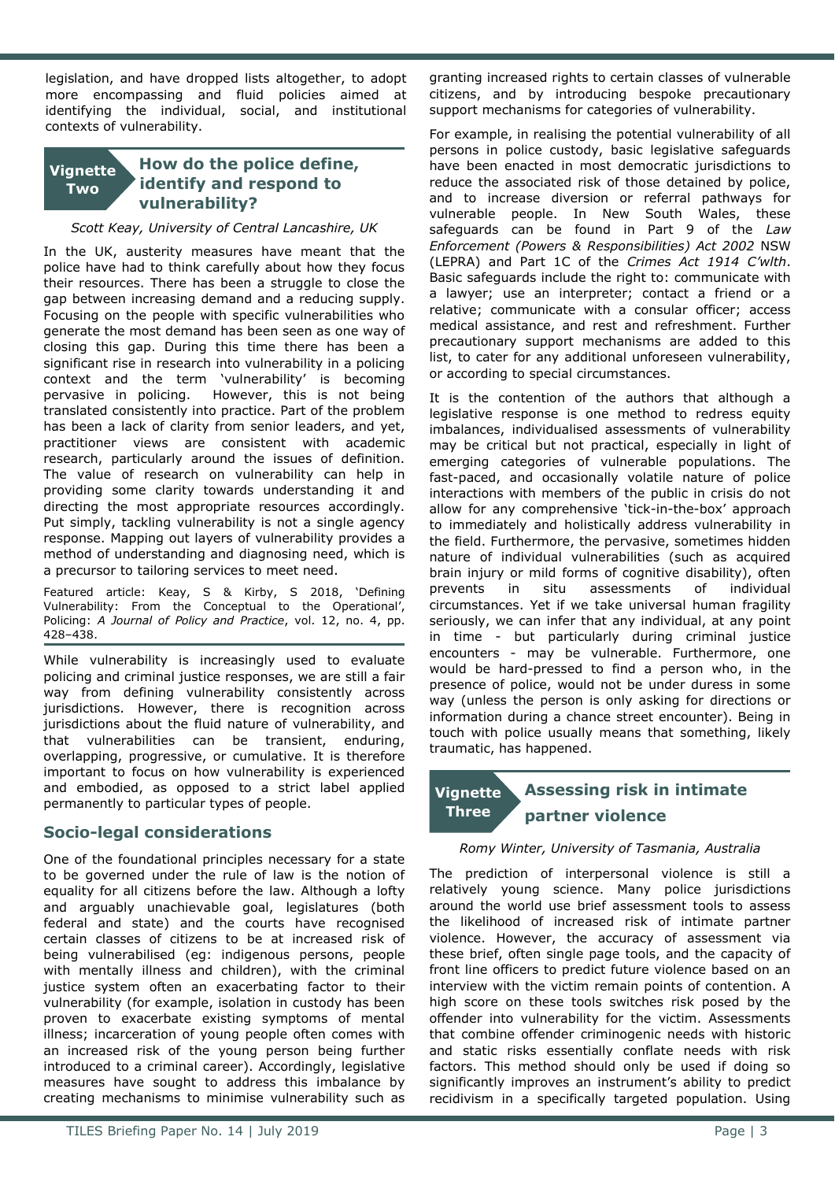legislation, and have dropped lists altogether, to adopt more encompassing and fluid policies aimed at identifying the individual, social, and institutional contexts of vulnerability.

## Vignette Two — How do the police define, identify and respond to vulnerability?

*Scott Keay, University of Central Lancashire, UK*

In the UK, austerity measures have meant that the police have had to think carefully about how they focus their resources. There has been a struggle to close the gap between increasing demand and a reducing supply. Focusing on the people with specific vulnerabilities who generate the most demand has been seen as one way of closing this gap. During this time there has been a significant rise in research into vulnerability in a policing context and the term 'vulnerability' is becoming pervasive in policing. However, this is not being translated consistently into practice. Part of the problem has been a lack of clarity from senior leaders, and yet, practitioner views are consistent with academic research, particularly around the issues of definition. The value of research on vulnerability can help in providing some clarity towards understanding it and directing the most appropriate resources accordingly. Put simply, tackling vulnerability is not a single agency response. Mapping out layers of vulnerability provides a method of understanding and diagnosing need, which is a precursor to tailoring services to meet need.

Featured article: Keay, S & Kirby, S 2018, 'Defining Vulnerability: From the Conceptual to the Operational', Policing: *A Journal of Policy and Practice*, vol. 12, no. 4, pp. 428–438.

While vulnerability is increasingly used to evaluate policing and criminal justice responses, we are still a fair way from defining vulnerability consistently across jurisdictions. However, there is recognition across jurisdictions about the fluid nature of vulnerability, and that vulnerabilities can be transient, enduring, overlapping, progressive, or cumulative. It is therefore important to focus on how vulnerability is experienced and embodied, as opposed to a strict label applied permanently to particular types of people.

## Socio-legal considerations

One of the foundational principles necessary for a state to be governed under the rule of law is the notion of equality for all citizens before the law. Although a lofty and arguably unachievable goal, legislatures (both federal and state) and the courts have recognised certain classes of citizens to be at increased risk of being vulnerabilised (eg: indigenous persons, people with mentally illness and children), with the criminal justice system often an exacerbating factor to their vulnerability (for example, isolation in custody has been proven to exacerbate existing symptoms of mental illness; incarceration of young people often comes with an increased risk of the young person being further introduced to a criminal career). Accordingly, legislative measures have sought to address this imbalance by creating mechanisms to minimise vulnerability such as granting increased rights to certain classes of vulnerable citizens, and by introducing bespoke precautionary support mechanisms for categories of vulnerability.

For example, in realising the potential vulnerability of all persons in police custody, basic legislative safeguards have been enacted in most democratic jurisdictions to reduce the associated risk of those detained by police, and to increase diversion or referral pathways for vulnerable people. In New South Wales, these safeguards can be found in Part 9 of the *Law Enforcement (Powers & Responsibilities) Act 2002* NSW (LEPRA) and Part 1C of the *Crimes Act 1914 C'wlth*. Basic safeguards include the right to: communicate with a lawyer; use an interpreter; contact a friend or a relative; communicate with a consular officer; access medical assistance, and rest and refreshment. Further precautionary support mechanisms are added to this list, to cater for any additional unforeseen vulnerability, or according to special circumstances.

It is the contention of the authors that although a legislative response is one method to redress equity imbalances, individualised assessments of vulnerability may be critical but not practical, especially in light of emerging categories of vulnerable populations. The fast-paced, and occasionally volatile nature of police interactions with members of the public in crisis do not allow for any comprehensive 'tick-in-the-box' approach to immediately and holistically address vulnerability in the field. Furthermore, the pervasive, sometimes hidden nature of individual vulnerabilities (such as acquired brain injury or mild forms of cognitive disability), often prevents in situ assessments of individual circumstances. Yet if we take universal human fragility seriously, we can infer that any individual, at any point in time - but particularly during criminal justice encounters - may be vulnerable. Furthermore, one would be hard-pressed to find a person who, in the presence of police, would not be under duress in some way (unless the person is only asking for directions or information during a chance street encounter). Being in touch with police usually means that something, likely traumatic, has happened.

## Vignette Three — Assessing risk in intimate partner violence

*Romy Winter, University of Tasmania, Australia*

The prediction of interpersonal violence is still a relatively young science. Many police jurisdictions around the world use brief assessment tools to assess the likelihood of increased risk of intimate partner violence. However, the accuracy of assessment via these brief, often single page tools, and the capacity of front line officers to predict future violence based on an interview with the victim remain points of contention. A high score on these tools switches risk posed by the offender into vulnerability for the victim. Assessments that combine offender criminogenic needs with historic and static risks essentially conflate needs with risk factors. This method should only be used if doing so significantly improves an instrument's ability to predict recidivism in a specifically targeted population. Using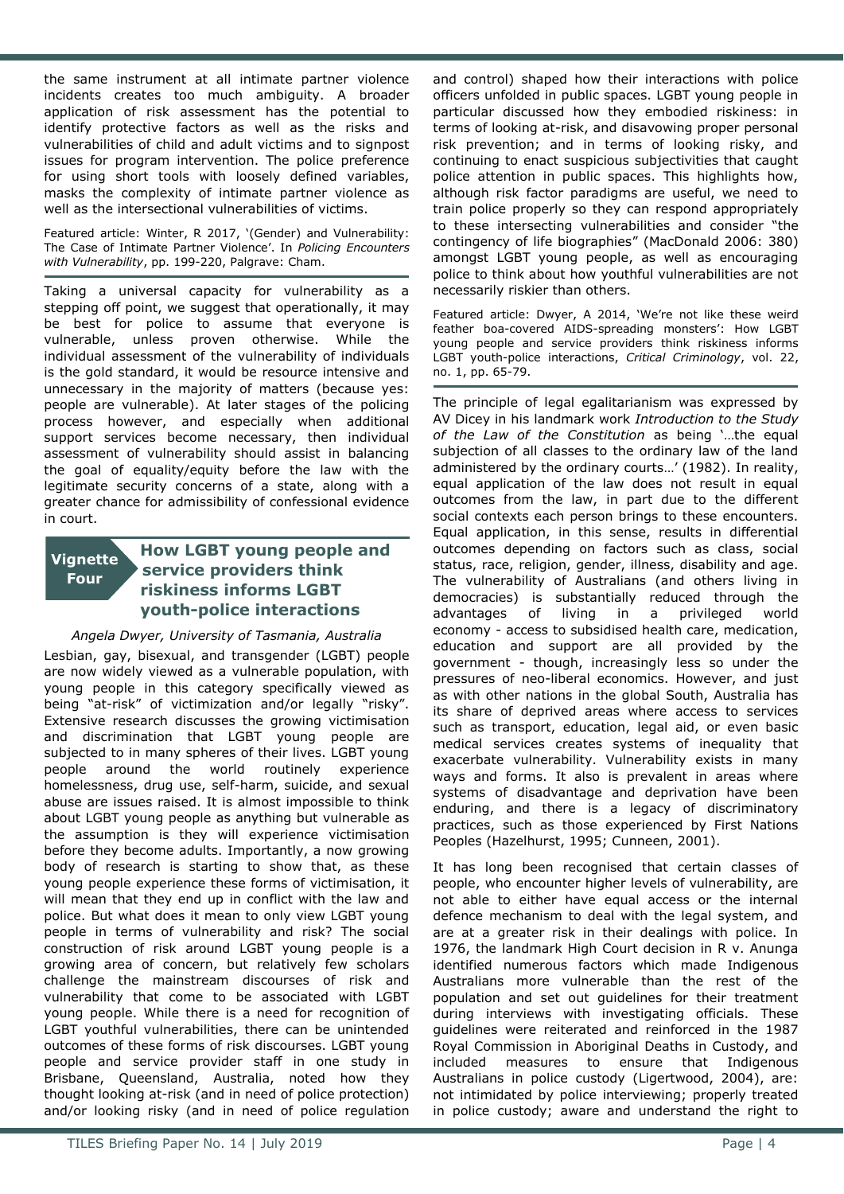the same instrument at all intimate partner violence incidents creates too much ambiguity. A broader application of risk assessment has the potential to identify protective factors as well as the risks and vulnerabilities of child and adult victims and to signpost issues for program intervention. The police preference for using short tools with loosely defined variables, masks the complexity of intimate partner violence as well as the intersectional vulnerabilities of victims.

Featured article: Winter, R 2017, '(Gender) and Vulnerability: The Case of Intimate Partner Violence'. In *Policing Encounters with Vulnerability*, pp. 199-220, Palgrave: Cham.

Taking a universal capacity for vulnerability as a stepping off point, we suggest that operationally, it may be best for police to assume that everyone is vulnerable, unless proven otherwise. While the individual assessment of the vulnerability of individuals is the gold standard, it would be resource intensive and unnecessary in the majority of matters (because yes: people are vulnerable). At later stages of the policing process however, and especially when additional support services become necessary, then individual assessment of vulnerability should assist in balancing the goal of equality/equity before the law with the legitimate security concerns of a state, along with a greater chance for admissibility of confessional evidence in court.

## Vignette Four: How LGBT young people and service providers think riskiness informs LGBT youth-police interactions

*Angela Dwyer, University of Tasmania, Australia*

Lesbian, gay, bisexual, and transgender (LGBT) people are now widely viewed as a vulnerable population, with young people in this category specifically viewed as being "at-risk" of victimization and/or legally "risky". Extensive research discusses the growing victimisation and discrimination that LGBT young people are subjected to in many spheres of their lives. LGBT young people around the world routinely experience homelessness, drug use, self-harm, suicide, and sexual abuse are issues raised. It is almost impossible to think about LGBT young people as anything but vulnerable as the assumption is they will experience victimisation before they become adults. Importantly, a now growing body of research is starting to show that, as these young people experience these forms of victimisation, it will mean that they end up in conflict with the law and police. But what does it mean to only view LGBT young people in terms of vulnerability and risk? The social construction of risk around LGBT young people is a growing area of concern, but relatively few scholars challenge the mainstream discourses of risk and vulnerability that come to be associated with LGBT young people. While there is a need for recognition of LGBT youthful vulnerabilities, there can be unintended outcomes of these forms of risk discourses. LGBT young people and service provider staff in one study in Brisbane, Queensland, Australia, noted how they thought looking at-risk (and in need of police protection) and/or looking risky (and in need of police regulation and control) shaped how their interactions with police officers unfolded in public spaces. LGBT young people in particular discussed how they embodied riskiness: in terms of looking at-risk, and disavowing proper personal risk prevention; and in terms of looking risky, and continuing to enact suspicious subjectivities that caught police attention in public spaces. This highlights how, although risk factor paradigms are useful, we need to train police properly so they can respond appropriately to these intersecting vulnerabilities and consider "the contingency of life biographies" (MacDonald 2006: 380) amongst LGBT young people, as well as encouraging police to think about how youthful vulnerabilities are not necessarily riskier than others.

Featured article: Dwyer, A 2014, 'We're not like these weird feather boa-covered AIDS-spreading monsters': How LGBT young people and service providers think riskiness informs LGBT youth-police interactions, *Critical Criminology*, vol. 22, no. 1, pp. 65-79.

The principle of legal egalitarianism was expressed by AV Dicey in his landmark work *Introduction to the Study of the Law of the Constitution* as being '…the equal subjection of all classes to the ordinary law of the land administered by the ordinary courts…' (1982). In reality, equal application of the law does not result in equal outcomes from the law, in part due to the different social contexts each person brings to these encounters. Equal application, in this sense, results in differential outcomes depending on factors such as class, social status, race, religion, gender, illness, disability and age. The vulnerability of Australians (and others living in democracies) is substantially reduced through the advantages of living in a privileged world economy - access to subsidised health care, medication, education and support are all provided by the government - though, increasingly less so under the pressures of neo-liberal economics. However, and just as with other nations in the global South, Australia has its share of deprived areas where access to services such as transport, education, legal aid, or even basic medical services creates systems of inequality that exacerbate vulnerability. Vulnerability exists in many ways and forms. It also is prevalent in areas where systems of disadvantage and deprivation have been enduring, and there is a legacy of discriminatory practices, such as those experienced by First Nations Peoples (Hazelhurst, 1995; Cunneen, 2001).

It has long been recognised that certain classes of people, who encounter higher levels of vulnerability, are not able to either have equal access or the internal defence mechanism to deal with the legal system, and are at a greater risk in their dealings with police. In 1976, the landmark High Court decision in R v. Anunga identified numerous factors which made Indigenous Australians more vulnerable than the rest of the population and set out guidelines for their treatment during interviews with investigating officials. These guidelines were reiterated and reinforced in the 1987 Royal Commission in Aboriginal Deaths in Custody, and included measures to ensure that Indigenous Australians in police custody (Ligertwood, 2004), are: not intimidated by police interviewing; properly treated in police custody; aware and understand the right to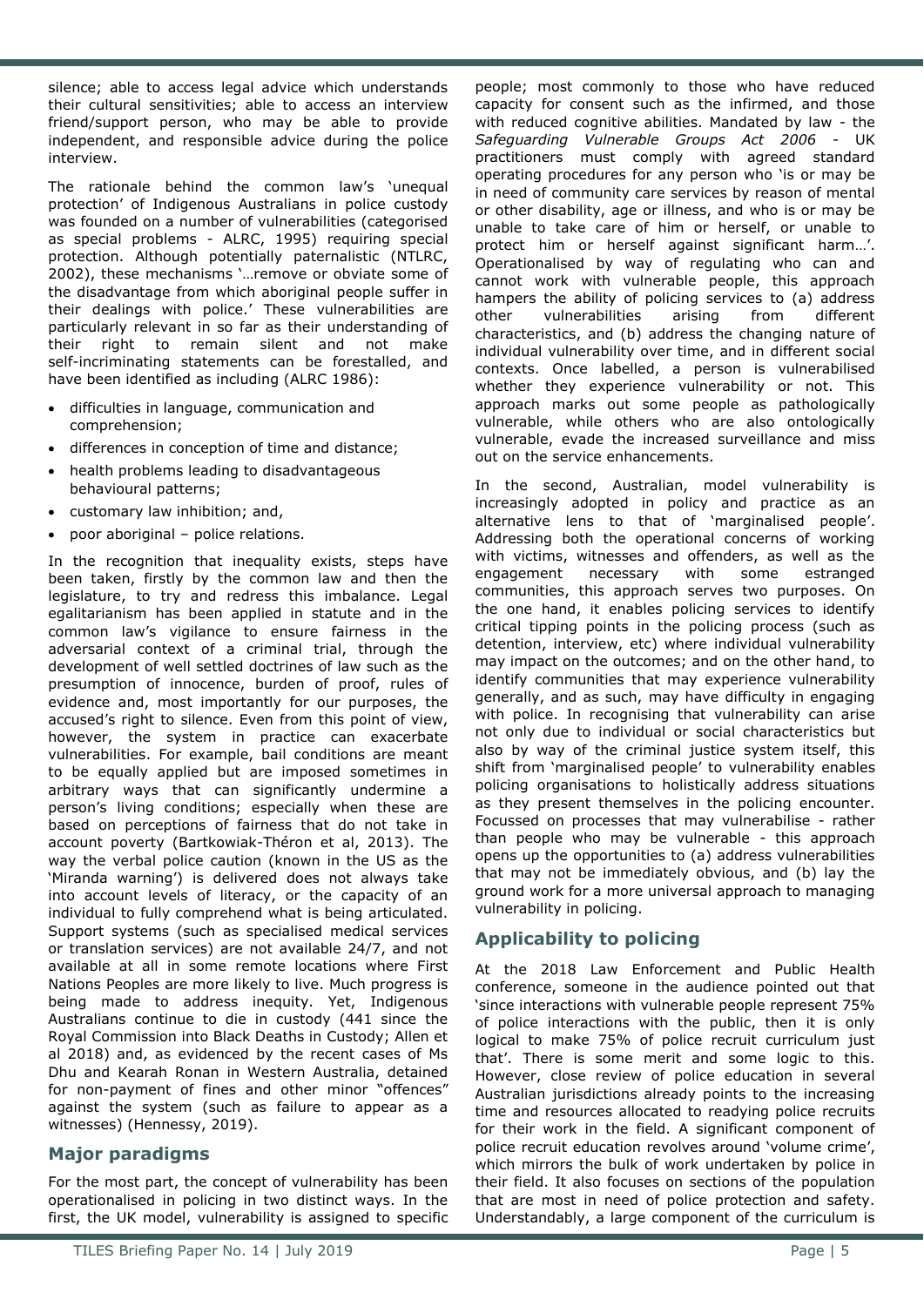silence; able to access legal advice which understands their cultural sensitivities; able to access an interview friend/support person, who may be able to provide independent, and responsible advice during the police interview.

The rationale behind the common law's 'unequal protection' of Indigenous Australians in police custody was founded on a number of vulnerabilities (categorised as special problems - ALRC, 1995) requiring special protection. Although potentially paternalistic (NTLRC, 2002), these mechanisms '…remove or obviate some of the disadvantage from which aboriginal people suffer in their dealings with police.' These vulnerabilities are particularly relevant in so far as their understanding of their right to remain silent and not make self-incriminating statements can be forestalled, and have been identified as including (ALRC 1986):

- difficulties in language, communication and comprehension;
- differences in conception of time and distance;
- health problems leading to disadvantageous behavioural patterns;
- customary law inhibition; and,
- poor aboriginal – police relations.

In the recognition that inequality exists, steps have been taken, firstly by the common law and then the legislature, to try and redress this imbalance. Legal egalitarianism has been applied in statute and in the common law's vigilance to ensure fairness in the adversarial context of a criminal trial, through the development of well settled doctrines of law such as the presumption of innocence, burden of proof, rules of evidence and, most importantly for our purposes, the accused's right to silence. Even from this point of view, however, the system in practice can exacerbate vulnerabilities. For example, bail conditions are meant to be equally applied but are imposed sometimes in arbitrary ways that can significantly undermine a person's living conditions; especially when these are based on perceptions of fairness that do not take in account poverty (Bartkowiak-Théron et al, 2013). The way the verbal police caution (known in the US as the 'Miranda warning') is delivered does not always take into account levels of literacy, or the capacity of an individual to fully comprehend what is being articulated. Support systems (such as specialised medical services or translation services) are not available 24/7, and not available at all in some remote locations where First Nations Peoples are more likely to live. Much progress is being made to address inequity. Yet, Indigenous Australians continue to die in custody (441 since the Royal Commission into Black Deaths in Custody; Allen et al 2018) and, as evidenced by the recent cases of Ms Dhu and Kearah Ronan in Western Australia, detained for non-payment of fines and other minor "offences" against the system (such as failure to appear as a witnesses) (Hennessy, 2019).

## Major paradigms

For the most part, the concept of vulnerability has been operationalised in policing in two distinct ways. In the first, the UK model, vulnerability is assigned to specific people; most commonly to those who have reduced capacity for consent such as the infirmed, and those with reduced cognitive abilities. Mandated by law - the *Safeguarding Vulnerable Groups Act 2006* - UK practitioners must comply with agreed standard operating procedures for any person who 'is or may be in need of community care services by reason of mental or other disability, age or illness, and who is or may be unable to take care of him or herself, or unable to protect him or herself against significant harm…'. Operationalised by way of regulating who can and cannot work with vulnerable people, this approach hampers the ability of policing services to (a) address other vulnerabilities arising from different characteristics, and (b) address the changing nature of individual vulnerability over time, and in different social contexts. Once labelled, a person is vulnerabilised whether they experience vulnerability or not. This approach marks out some people as pathologically vulnerable, while others who are also ontologically vulnerable, evade the increased surveillance and miss out on the service enhancements.

In the second, Australian, model vulnerability is increasingly adopted in policy and practice as an alternative lens to that of 'marginalised people'. Addressing both the operational concerns of working with victims, witnesses and offenders, as well as the engagement necessary with some estranged communities, this approach serves two purposes. On the one hand, it enables policing services to identify critical tipping points in the policing process (such as detention, interview, etc) where individual vulnerability may impact on the outcomes; and on the other hand, to identify communities that may experience vulnerability generally, and as such, may have difficulty in engaging with police. In recognising that vulnerability can arise not only due to individual or social characteristics but also by way of the criminal justice system itself, this shift from 'marginalised people' to vulnerability enables policing organisations to holistically address situations as they present themselves in the policing encounter. Focussed on processes that may vulnerabilise - rather than people who may be vulnerable - this approach opens up the opportunities to (a) address vulnerabilities that may not be immediately obvious, and (b) lay the ground work for a more universal approach to managing vulnerability in policing.

## Applicability to policing

At the 2018 Law Enforcement and Public Health conference, someone in the audience pointed out that 'since interactions with vulnerable people represent 75% of police interactions with the public, then it is only logical to make 75% of police recruit curriculum just that'. There is some merit and some logic to this. However, close review of police education in several Australian jurisdictions already points to the increasing time and resources allocated to readying police recruits for their work in the field. A significant component of police recruit education revolves around 'volume crime', which mirrors the bulk of work undertaken by police in their field. It also focuses on sections of the population that are most in need of police protection and safety. Understandably, a large component of the curriculum is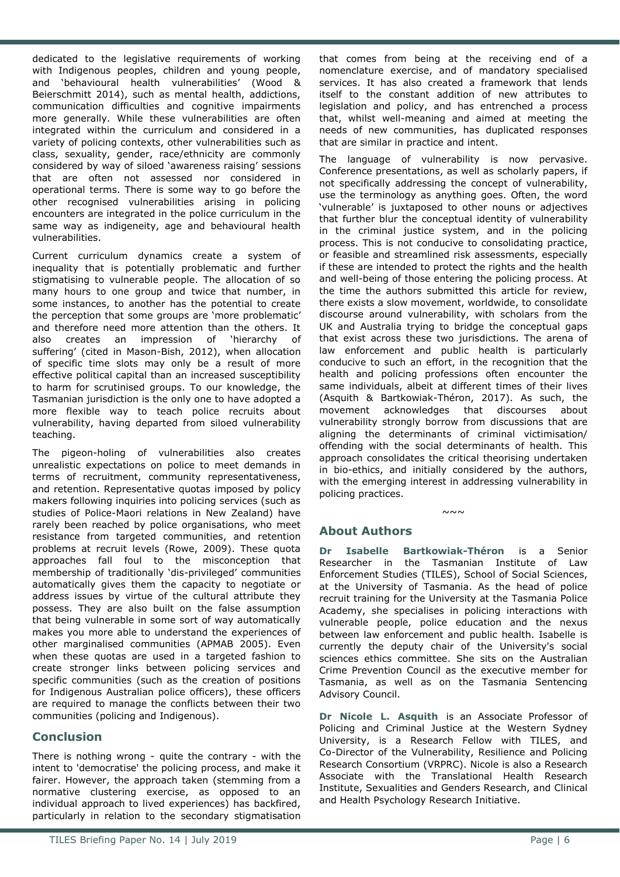dedicated to the legislative requirements of working with Indigenous peoples, children and young people, and 'behavioural health vulnerabilities' (Wood & Beierschmitt 2014), such as mental health, addictions, communication difficulties and cognitive impairments more generally. While these vulnerabilities are often integrated within the curriculum and considered in a variety of policing contexts, other vulnerabilities such as class, sexuality, gender, race/ethnicity are commonly considered by way of siloed 'awareness raising' sessions that are often not assessed nor considered in operational terms. There is some way to go before the other recognised vulnerabilities arising in policing encounters are integrated in the police curriculum in the same way as indigeneity, age and behavioural health vulnerabilities.

Current curriculum dynamics create a system of inequality that is potentially problematic and further stigmatising to vulnerable people. The allocation of so many hours to one group and twice that number, in some instances, to another has the potential to create the perception that some groups are 'more problematic' and therefore need more attention than the others. It also creates an impression of 'hierarchy of suffering' (cited in Mason-Bish, 2012), when allocation of specific time slots may only be a result of more effective political capital than an increased susceptibility to harm for scrutinised groups. To our knowledge, the Tasmanian jurisdiction is the only one to have adopted a more flexible way to teach police recruits about vulnerability, having departed from siloed vulnerability teaching.

The pigeon-holing of vulnerabilities also creates unrealistic expectations on police to meet demands in terms of recruitment, community representativeness, and retention. Representative quotas imposed by policy makers following inquiries into policing services (such as studies of Police-Maori relations in New Zealand) have rarely been reached by police organisations, who meet resistance from targeted communities, and retention problems at recruit levels (Rowe, 2009). These quota approaches fall foul to the misconception that membership of traditionally 'dis-privileged' communities automatically gives them the capacity to negotiate or address issues by virtue of the cultural attribute they possess. They are also built on the false assumption that being vulnerable in some sort of way automatically makes you more able to understand the experiences of other marginalised communities (APMAB 2005). Even when these quotas are used in a targeted fashion to create stronger links between policing services and specific communities (such as the creation of positions for Indigenous Australian police officers), these officers are required to manage the conflicts between their two communities (policing and Indigenous).

## Conclusion

There is nothing wrong - quite the contrary - with the intent to 'democratise' the policing process, and make it fairer. However, the approach taken (stemming from a normative clustering exercise, as opposed to an individual approach to lived experiences) has backfired, particularly in relation to the secondary stigmatisation that comes from being at the receiving end of a nomenclature exercise, and of mandatory specialised services. It has also created a framework that lends itself to the constant addition of new attributes to legislation and policy, and has entrenched a process that, whilst well-meaning and aimed at meeting the needs of new communities, has duplicated responses that are similar in practice and intent.

The language of vulnerability is now pervasive. Conference presentations, as well as scholarly papers, if not specifically addressing the concept of vulnerability, use the terminology as anything goes. Often, the word 'vulnerable' is juxtaposed to other nouns or adjectives that further blur the conceptual identity of vulnerability in the criminal justice system, and in the policing process. This is not conducive to consolidating practice, or feasible and streamlined risk assessments, especially if these are intended to protect the rights and the health and well-being of those entering the policing process. At the time the authors submitted this article for review, there exists a slow movement, worldwide, to consolidate discourse around vulnerability, with scholars from the UK and Australia trying to bridge the conceptual gaps that exist across these two jurisdictions. The arena of law enforcement and public health is particularly conducive to such an effort, in the recognition that the health and policing professions often encounter the same individuals, albeit at different times of their lives (Asquith & Bartkowiak-Théron, 2017). As such, the movement acknowledges that discourses about vulnerability strongly borrow from discussions that are aligning the determinants of criminal victimisation/offending with the social determinants of health. This approach consolidates the critical theorising undertaken in bio-ethics, and initially considered by the authors, with the emerging interest in addressing vulnerability in policing practices.

~~~

## About Authors

**Dr Isabelle Bartkowiak-Théron** is a Senior Researcher in the Tasmanian Institute of Law Enforcement Studies (TILES), School of Social Sciences, at the University of Tasmania. As the head of police recruit training for the University at the Tasmania Police Academy, she specialises in policing interactions with vulnerable people, police education and the nexus between law enforcement and public health. Isabelle is currently the deputy chair of the University's social sciences ethics committee. She sits on the Australian Crime Prevention Council as the executive member for Tasmania, as well as on the Tasmania Sentencing Advisory Council.

**Dr Nicole L. Asquith** is an Associate Professor of Policing and Criminal Justice at the Western Sydney University, is a Research Fellow with TILES, and Co-Director of the Vulnerability, Resilience and Policing Research Consortium (VRPRC). Nicole is also a Research Associate with the Translational Health Research Institute, Sexualities and Genders Research, and Clinical and Health Psychology Research Initiative.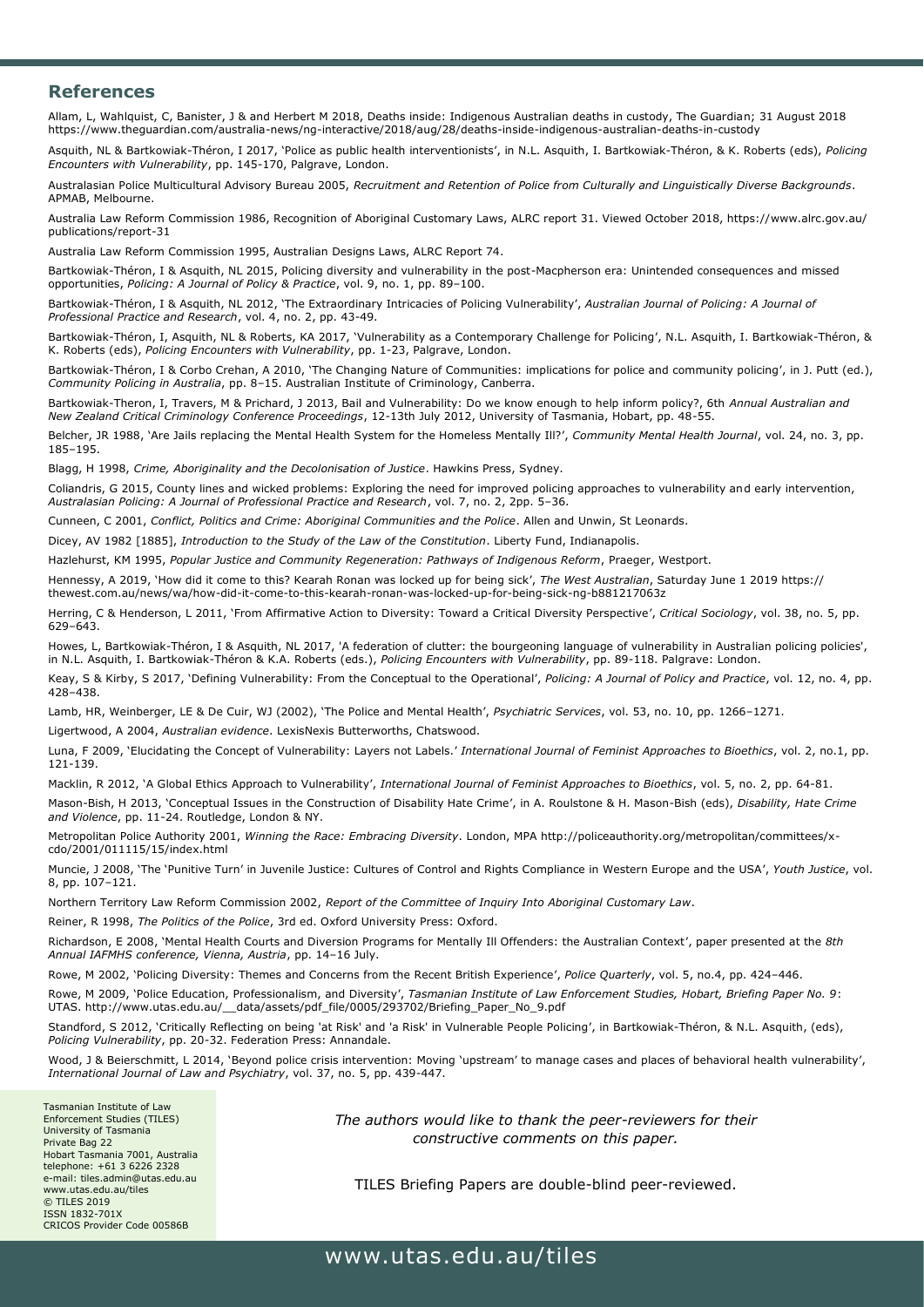## References

Allam, L, Wahlquist, C, Banister, J & and Herbert M 2018, Deaths inside: Indigenous Australian deaths in custody, The Guardian; 31 August 2018 https://www.theguardian.com/australia-news/ng-interactive/2018/aug/28/deaths-inside-indigenous-australian-deaths-in-custody

Asquith, NL & Bartkowiak-Théron, I 2017, 'Police as public health interventionists', in N.L. Asquith, I. Bartkowiak-Théron, & K. Roberts (eds), *Policing Encounters with Vulnerability*, pp. 145-170, Palgrave, London.

Australasian Police Multicultural Advisory Bureau 2005, *Recruitment and Retention of Police from Culturally and Linguistically Diverse Backgrounds*. APMAB, Melbourne.

Australia Law Reform Commission 1986, Recognition of Aboriginal Customary Laws, ALRC report 31. Viewed October 2018, https://www.alrc.gov.au/publications/report-31

Australia Law Reform Commission 1995, Australian Designs Laws, ALRC Report 74.

Bartkowiak-Théron, I & Asquith, NL 2015, Policing diversity and vulnerability in the post-Macpherson era: Unintended consequences and missed opportunities, *Policing: A Journal of Policy & Practice*, vol. 9, no. 1, pp. 89–100.

Bartkowiak-Théron, I & Asquith, NL 2012, 'The Extraordinary Intricacies of Policing Vulnerability', *Australian Journal of Policing: A Journal of Professional Practice and Research*, vol. 4, no. 2, pp. 43-49.

Bartkowiak-Théron, I, Asquith, NL & Roberts, KA 2017, 'Vulnerability as a Contemporary Challenge for Policing', N.L. Asquith, I. Bartkowiak-Théron, & K. Roberts (eds), *Policing Encounters with Vulnerability*, pp. 1-23, Palgrave, London.

Bartkowiak-Théron, I & Corbo Crehan, A 2010, 'The Changing Nature of Communities: implications for police and community policing', in J. Putt (ed.), *Community Policing in Australia*, pp. 8–15. Australian Institute of Criminology, Canberra.

Bartkowiak-Theron, I, Travers, M & Prichard, J 2013, Bail and Vulnerability: Do we know enough to help inform policy?, 6th *Annual Australian and New Zealand Critical Criminology Conference Proceedings*, 12-13th July 2012, University of Tasmania, Hobart, pp. 48-55.

Belcher, JR 1988, 'Are Jails replacing the Mental Health System for the Homeless Mentally Ill?', *Community Mental Health Journal*, vol. 24, no. 3, pp. 185–195.

Blagg, H 1998, *Crime, Aboriginality and the Decolonisation of Justice*. Hawkins Press, Sydney.

Coliandris, G 2015, County lines and wicked problems: Exploring the need for improved policing approaches to vulnerability and early intervention, *Australasian Policing: A Journal of Professional Practice and Research*, vol. 7, no. 2, 2pp. 5–36.

Cunneen, C 2001, *Conflict, Politics and Crime: Aboriginal Communities and the Police*. Allen and Unwin, St Leonards.

Dicey, AV 1982 [1885], *Introduction to the Study of the Law of the Constitution*. Liberty Fund, Indianapolis.

Hazlehurst, KM 1995, *Popular Justice and Community Regeneration: Pathways of Indigenous Reform*, Praeger, Westport.

Hennessy, A 2019, 'How did it come to this? Kearah Ronan was locked up for being sick', *The West Australian*, Saturday June 1 2019 https://thewest.com.au/news/wa/how-did-it-come-to-this-kearah-ronan-was-locked-up-for-being-sick-ng-b881217063z

Herring, C & Henderson, L 2011, 'From Affirmative Action to Diversity: Toward a Critical Diversity Perspective', *Critical Sociology*, vol. 38, no. 5, pp. 629–643.

Howes, L, Bartkowiak-Théron, I & Asquith, NL 2017, 'A federation of clutter: the bourgeoning language of vulnerability in Australian policing policies', in N.L. Asquith, I. Bartkowiak-Théron & K.A. Roberts (eds.), *Policing Encounters with Vulnerability*, pp. 89-118. Palgrave: London.

Keay, S & Kirby, S 2017, 'Defining Vulnerability: From the Conceptual to the Operational', *Policing: A Journal of Policy and Practice*, vol. 12, no. 4, pp. 428–438.

Lamb, HR, Weinberger, LE & De Cuir, WJ (2002), 'The Police and Mental Health', *Psychiatric Services*, vol. 53, no. 10, pp. 1266–1271.

Ligertwood, A 2004, *Australian evidence*. LexisNexis Butterworths, Chatswood.

Luna, F 2009, 'Elucidating the Concept of Vulnerability: Layers not Labels.' *International Journal of Feminist Approaches to Bioethics*, vol. 2, no.1, pp. 121-139.

Macklin, R 2012, 'A Global Ethics Approach to Vulnerability', *International Journal of Feminist Approaches to Bioethics*, vol. 5, no. 2, pp. 64-81.

Mason-Bish, H 2013, 'Conceptual Issues in the Construction of Disability Hate Crime', in A. Roulstone & H. Mason-Bish (eds), *Disability, Hate Crime and Violence*, pp. 11-24. Routledge, London & NY.

Metropolitan Police Authority 2001, *Winning the Race: Embracing Diversity*. London, MPA http://policeauthority.org/metropolitan/committees/x-cdo/2001/011115/15/index.html

Muncie, J 2008, 'The 'Punitive Turn' in Juvenile Justice: Cultures of Control and Rights Compliance in Western Europe and the USA', *Youth Justice*, vol. 8, pp. 107–121.

Northern Territory Law Reform Commission 2002, *Report of the Committee of Inquiry Into Aboriginal Customary Law*.

Reiner, R 1998, *The Politics of the Police*, 3rd ed. Oxford University Press: Oxford.

Richardson, E 2008, 'Mental Health Courts and Diversion Programs for Mentally Ill Offenders: the Australian Context', paper presented at the *8th Annual IAFMHS conference, Vienna, Austria*, pp. 14–16 July.

Rowe, M 2002, 'Policing Diversity: Themes and Concerns from the Recent British Experience', *Police Quarterly*, vol. 5, no.4, pp. 424–446.

Rowe, M 2009, 'Police Education, Professionalism, and Diversity', *Tasmanian Institute of Law Enforcement Studies, Hobart, Briefing Paper No. 9*: UTAS. http://www.utas.edu.au/__data/assets/pdf_file/0005/293702/Briefing_Paper_No_9.pdf

Standford, S 2012, 'Critically Reflecting on being 'at Risk' and 'a Risk' in Vulnerable People Policing', in Bartkowiak-Théron, & N.L. Asquith, (eds), *Policing Vulnerability*, pp. 20-32. Federation Press: Annandale.

Wood, J & Beierschmitt, L 2014, 'Beyond police crisis intervention: Moving 'upstream' to manage cases and places of behavioral health vulnerability', *International Journal of Law and Psychiatry*, vol. 37, no. 5, pp. 439-447.

Tasmanian Institute of Law Enforcement Studies (TILES)
University of Tasmania
Private Bag 22
Hobart Tasmania 7001, Australia
telephone: +61 3 6226 2328
e-mail: tiles.admin@utas.edu.au
www.utas.edu.au/tiles
© TILES 2019
ISSN 1832-701X
CRICOS Provider Code 00586B

*The authors would like to thank the peer-reviewers for their constructive comments on this paper.*

TILES Briefing Papers are double-blind peer-reviewed.

www.utas.edu.au/tiles